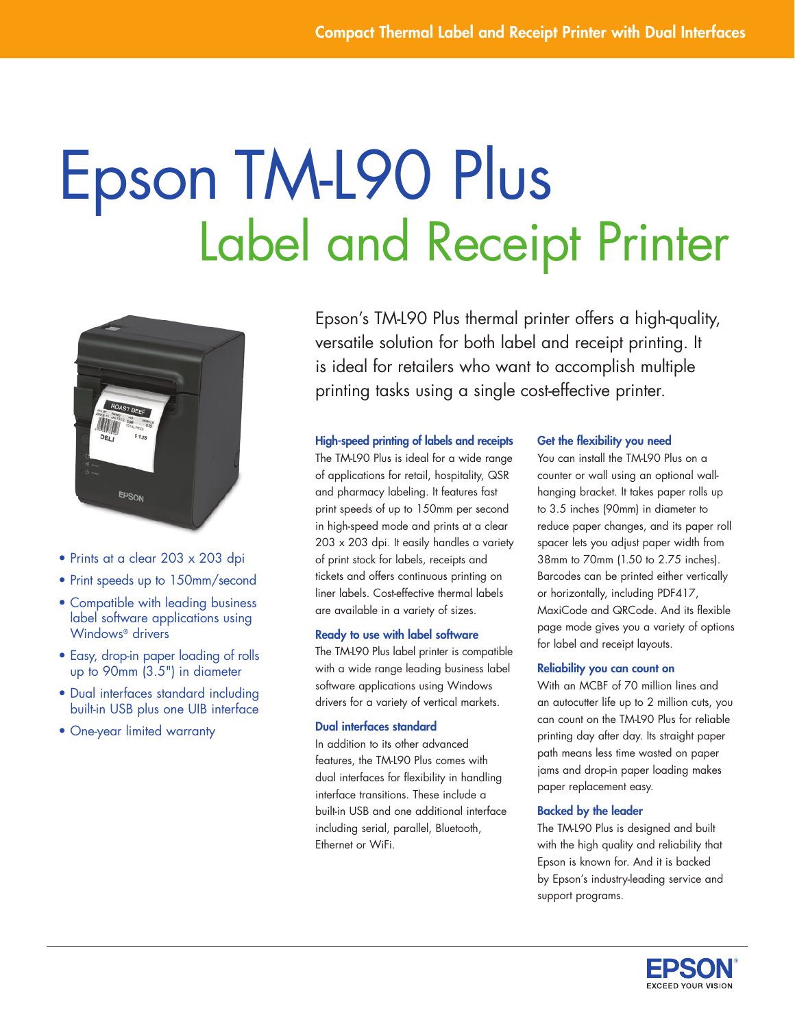Compact Thermal Label and Receipt Printer with Dual Interfaces

# Epson TM-L90 Plus

## Label and Receipt Printer

- Prints at a clear 203 x 203 dpi
- Print speeds up to 150mm/second
- Compatible with leading business label software applications using Windows® drivers
- Easy, drop-in paper loading of rolls up to 90mm (3.5") in diameter
- Dual interfaces standard including built-in USB plus one UIB interface
- One-year limited warranty

Epson's TM-L90 Plus thermal printer offers a high-quality, versatile solution for both label and receipt printing. It is ideal for retailers who want to accomplish multiple printing tasks using a single cost-effective printer.

### High-speed printing of labels and receipts

The TM-L90 Plus is ideal for a wide range of applications for retail, hospitality, QSR and pharmacy labeling. It features fast print speeds of up to 150mm per second in high-speed mode and prints at a clear 203 x 203 dpi. It easily handles a variety of print stock for labels, receipts and tickets and offers continuous printing on liner labels. Cost-effective thermal labels are available in a variety of sizes.

### Ready to use with label software

The TM-L90 Plus label printer is compatible with a wide range leading business label software applications using Windows drivers for a variety of vertical markets.

### Dual interfaces standard

In addition to its other advanced features, the TM-L90 Plus comes with dual interfaces for flexibility in handling interface transitions. These include a built-in USB and one additional interface including serial, parallel, Bluetooth, Ethernet or WiFi.

### Get the flexibility you need

You can install the TM-L90 Plus on a counter or wall using an optional wall-hanging bracket. It takes paper rolls up to 3.5 inches (90mm) in diameter to reduce paper changes, and its paper roll spacer lets you adjust paper width from 38mm to 70mm (1.50 to 2.75 inches). Barcodes can be printed either vertically or horizontally, including PDF417, MaxiCode and QRCode. And its flexible page mode gives you a variety of options for label and receipt layouts.

### Reliability you can count on

With an MCBF of 70 million lines and an autocutter life up to 2 million cuts, you can count on the TM-L90 Plus for reliable printing day after day. Its straight paper path means less time wasted on paper jams and drop-in paper loading makes paper replacement easy.

### Backed by the leader

The TM-L90 Plus is designed and built with the high quality and reliability that Epson is known for. And it is backed by Epson's industry-leading service and support programs.

EPSON® EXCEED YOUR VISION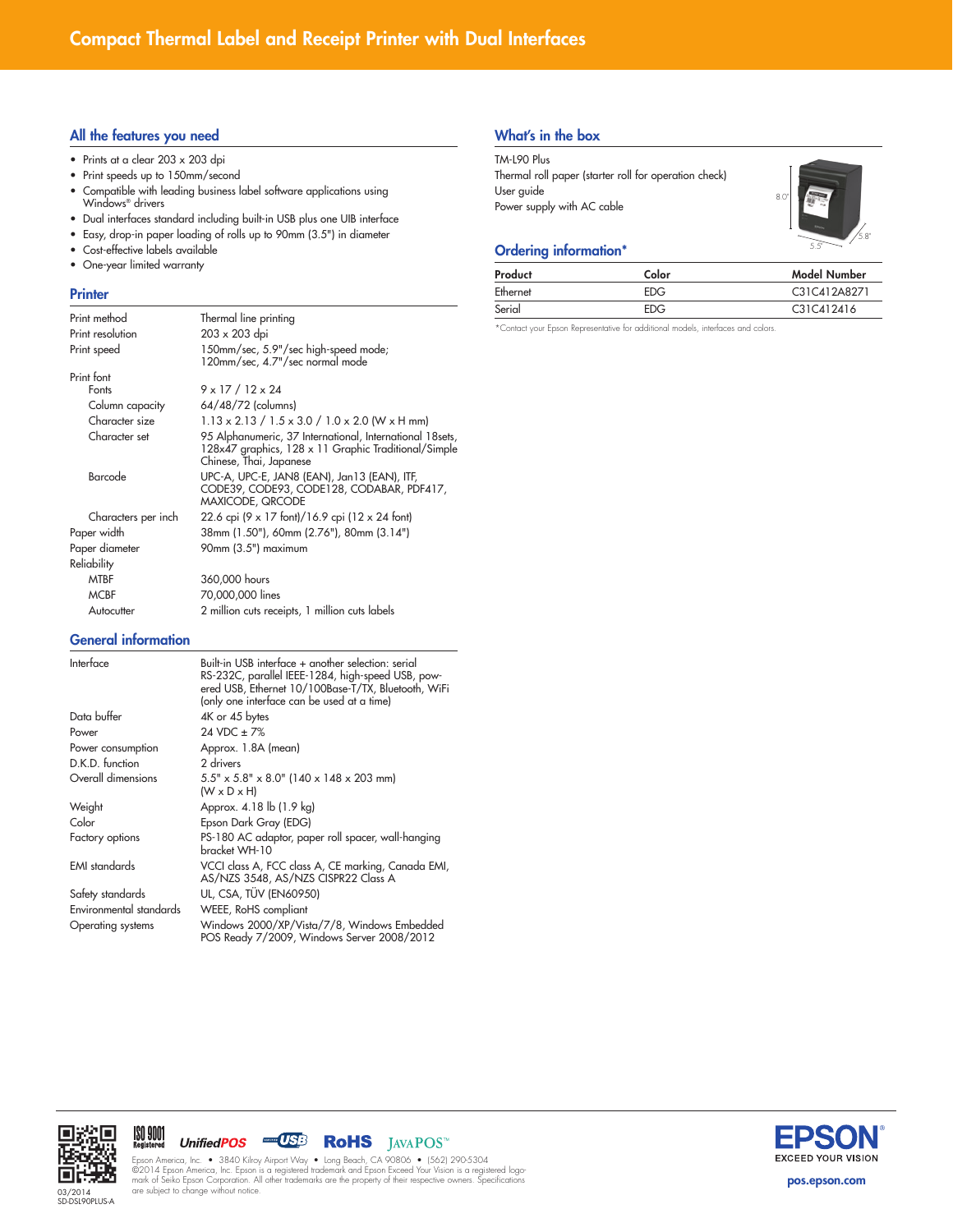# Compact Thermal Label and Receipt Printer with Dual Interfaces

## All the features you need

- Prints at a clear 203 x 203 dpi
- Print speeds up to 150mm/second
- Compatible with leading business label software applications using Windows® drivers
- Dual interfaces standard including built-in USB plus one UIB interface
- Easy, drop-in paper loading of rolls up to 90mm (3.5") in diameter
- Cost-effective labels available
- One-year limited warranty

## Printer

| | |
|---|---|
| Print method | Thermal line printing |
| Print resolution | 203 x 203 dpi |
| Print speed | 150mm/sec, 5.9"/sec high-speed mode; 120mm/sec, 4.7"/sec normal mode |
| Print font | |
| Fonts | 9 x 17 / 12 x 24 |
| Column capacity | 64/48/72 (columns) |
| Character size | 1.13 x 2.13 / 1.5 x 3.0 / 1.0 x 2.0 (W x H mm) |
| Character set | 95 Alphanumeric, 37 International, International 18sets, 128x47 graphics, 128 x 11 Graphic Traditional/Simple Chinese, Thai, Japanese |
| Barcode | UPC-A, UPC-E, JAN8 (EAN), Jan13 (EAN), ITF, CODE39, CODE93, CODE128, CODABAR, PDF417, MAXICODE, QRCODE |
| Characters per inch | 22.6 cpi (9 x 17 font)/16.9 cpi (12 x 24 font) |
| Paper width | 38mm (1.50"), 60mm (2.76"), 80mm (3.14") |
| Paper diameter | 90mm (3.5") maximum |
| Reliability | |
| MTBF | 360,000 hours |
| MCBF | 70,000,000 lines |
| Autocutter | 2 million cuts receipts, 1 million cuts labels |

## General information

| | |
|---|---|
| Interface | Built-in USB interface + another selection: serial RS-232C, parallel IEEE-1284, high-speed USB, powered USB, Ethernet 10/100Base-T/TX, Bluetooth, WiFi (only one interface can be used at a time) |
| Data buffer | 4K or 45 bytes |
| Power | 24 VDC ± 7% |
| Power consumption | Approx. 1.8A (mean) |
| D.K.D. function | 2 drivers |
| Overall dimensions | 5.5" x 5.8" x 8.0" (140 x 148 x 203 mm) (W x D x H) |
| Weight | Approx. 4.18 lb (1.9 kg) |
| Color | Epson Dark Gray (EDG) |
| Factory options | PS-180 AC adaptor, paper roll spacer, wall-hanging bracket WH-10 |
| EMI standards | VCCI class A, FCC class A, CE marking, Canada EMI, AS/NZS 3548, AS/NZS CISPR22 Class A |
| Safety standards | UL, CSA, TÜV (EN60950) |
| Environmental standards | WEEE, RoHS compliant |
| Operating systems | Windows 2000/XP/Vista/7/8, Windows Embedded POS Ready 7/2009, Windows Server 2008/2012 |

## What's in the box

TM-L90 Plus
Thermal roll paper (starter roll for operation check)
User guide
Power supply with AC cable

8.0"
5.5"
5.8"

## Ordering information*

| Product | Color | Model Number |
|---|---|---|
| Ethernet | EDG | C31C412A8271 |
| Serial | EDG | C31C412416 |

*Contact your Epson Representative for additional models, interfaces and colors.

ISO 9001 Registered · UnifiedPOS · USB · RoHS · JavaPOS™

Epson America, Inc. • 3840 Kilroy Airport Way • Long Beach, CA 90806 • (562) 290-5304
©2014 Epson America, Inc. Epson is a registered trademark and Epson Exceed Your Vision is a registered logomark of Seiko Epson Corporation. All other trademarks are the property of their respective owners. Specifications are subject to change without notice.

03/2014
SD-DSL90PLUS-A

EPSON
EXCEED YOUR VISION
pos.epson.com